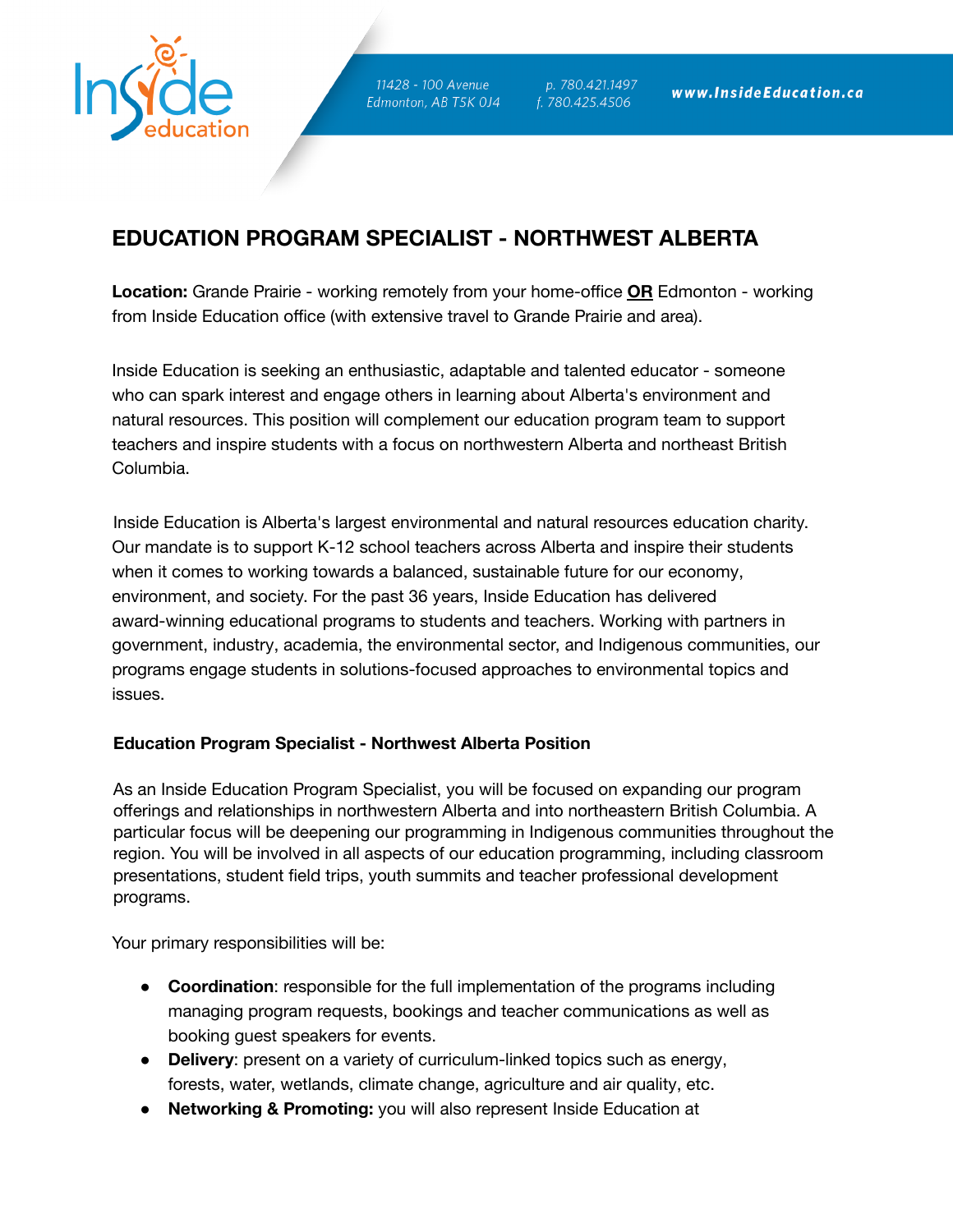# EDUCATION PROGRAM SPECIALIST - NORTHWEST ALBERTA

**Location:** Grande Prairie - working remotely from your home-office **OR** Edmonton - working from Inside Education office (with extensive travel to Grande Prairie and area).

Inside Education is seeking an enthusiastic, adaptable and talented educator - someone who can spark interest and engage others in learning about Alberta's environment and natural resources. This position will complement our education program team to support teachers and inspire students with a focus on northwestern Alberta and northeast British Columbia.

Inside Education is Alberta's largest environmental and natural resources education charity. Our mandate is to support K-12 school teachers across Alberta and inspire their students when it comes to working towards a balanced, sustainable future for our economy, environment, and society. For the past 36 years, Inside Education has delivered award-winning educational programs to students and teachers. Working with partners in government, industry, academia, the environmental sector, and Indigenous communities, our programs engage students in solutions-focused approaches to environmental topics and issues.

### Education Program Specialist - Northwest Alberta Position

As an Inside Education Program Specialist, you will be focused on expanding our program offerings and relationships in northwestern Alberta and into northeastern British Columbia. A particular focus will be deepening our programming in Indigenous communities throughout the region. You will be involved in all aspects of our education programming, including classroom presentations, student field trips, youth summits and teacher professional development programs.

Your primary responsibilities will be:

- **Coordination**: responsible for the full implementation of the programs including managing program requests, bookings and teacher communications as well as booking guest speakers for events.
- **Delivery**: present on a variety of curriculum-linked topics such as energy, forests, water, wetlands, climate change, agriculture and air quality, etc.
- **Networking & Promoting:** you will also represent Inside Education at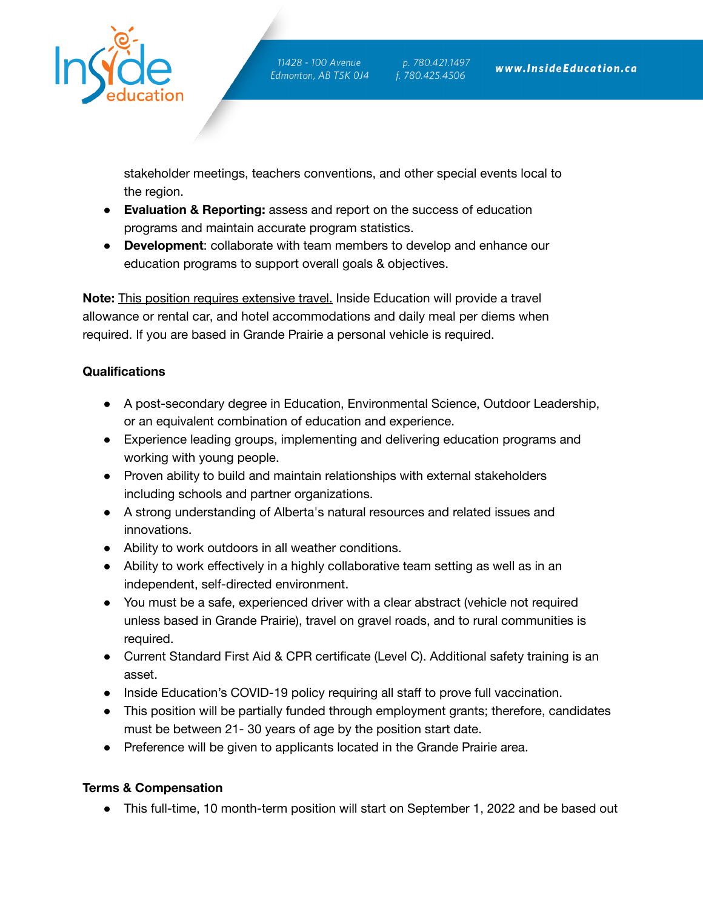stakeholder meetings, teachers conventions, and other special events local to the region.

- **Evaluation & Reporting:** assess and report on the success of education programs and maintain accurate program statistics.
- **Development**: collaborate with team members to develop and enhance our education programs to support overall goals & objectives.

**Note:** <u>This position requires extensive travel.</u> Inside Education will provide a travel allowance or rental car, and hotel accommodations and daily meal per diems when required. If you are based in Grande Prairie a personal vehicle is required.

**Qualifications**

- A post-secondary degree in Education, Environmental Science, Outdoor Leadership, or an equivalent combination of education and experience.
- Experience leading groups, implementing and delivering education programs and working with young people.
- Proven ability to build and maintain relationships with external stakeholders including schools and partner organizations.
- A strong understanding of Alberta's natural resources and related issues and innovations.
- Ability to work outdoors in all weather conditions.
- Ability to work effectively in a highly collaborative team setting as well as in an independent, self-directed environment.
- You must be a safe, experienced driver with a clear abstract (vehicle not required unless based in Grande Prairie), travel on gravel roads, and to rural communities is required.
- Current Standard First Aid & CPR certificate (Level C). Additional safety training is an asset.
- Inside Education's COVID-19 policy requiring all staff to prove full vaccination.
- This position will be partially funded through employment grants; therefore, candidates must be between 21- 30 years of age by the position start date.
- Preference will be given to applicants located in the Grande Prairie area.

**Terms & Compensation**

- This full-time, 10 month-term position will start on September 1, 2022 and be based out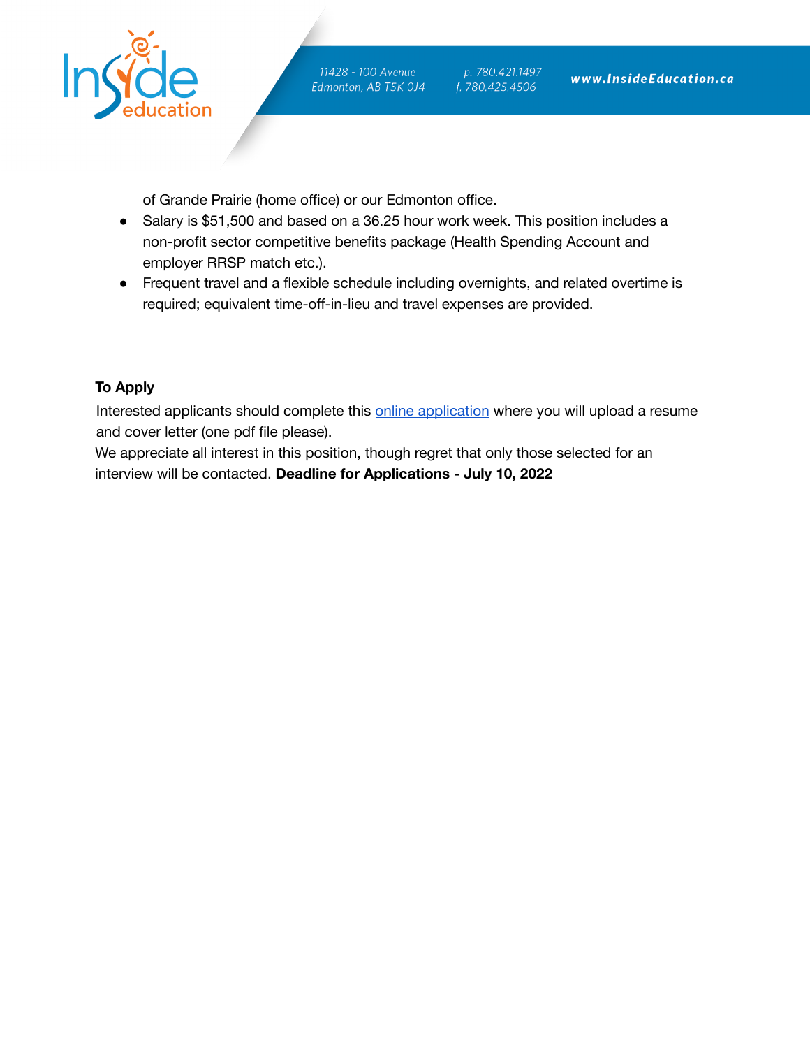of Grande Prairie (home office) or our Edmonton office.

- Salary is $51,500 and based on a 36.25 hour work week. This position includes a non-profit sector competitive benefits package (Health Spending Account and employer RRSP match etc.).
- Frequent travel and a flexible schedule including overnights, and related overtime is required; equivalent time-off-in-lieu and travel expenses are provided.

**To Apply**

Interested applicants should complete this online application where you will upload a resume and cover letter (one pdf file please).

We appreciate all interest in this position, though regret that only those selected for an interview will be contacted. **Deadline for Applications - July 10, 2022**